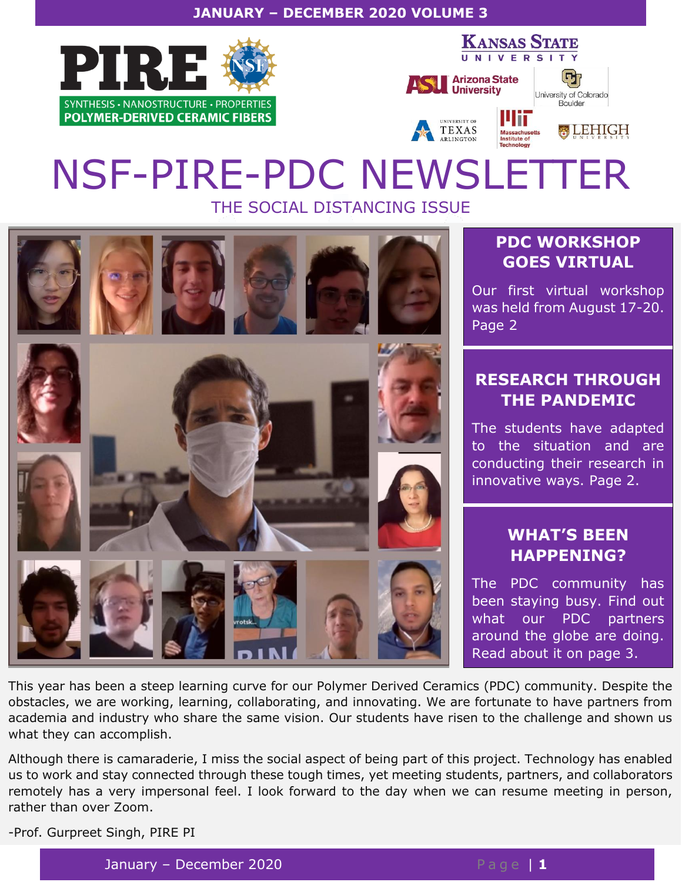JANUARY – DECEMBER 2020 VOLUME 3

PIRE

SYNTHESIS · NANOSTRUCTURE · PROPERTIES
POLYMER-DERIVED CERAMIC FIBERS

Kansas State University · Arizona State University · University of Colorado Boulder · University of Texas Arlington · Massachusetts Institute of Technology · Lehigh University

# NSF-PIRE-PDC NEWSLETTER

THE SOCIAL DISTANCING ISSUE

## PDC WORKSHOP GOES VIRTUAL

Our first virtual workshop was held from August 17-20. Page 2

## RESEARCH THROUGH THE PANDEMIC

The students have adapted to the situation and are conducting their research in innovative ways. Page 2.

## WHAT'S BEEN HAPPENING?

The PDC community has been staying busy. Find out what our PDC partners around the globe are doing. Read about it on page 3.

This year has been a steep learning curve for our Polymer Derived Ceramics (PDC) community. Despite the obstacles, we are working, learning, collaborating, and innovating. We are fortunate to have partners from academia and industry who share the same vision. Our students have risen to the challenge and shown us what they can accomplish.

Although there is camaraderie, I miss the social aspect of being part of this project. Technology has enabled us to work and stay connected through these tough times, yet meeting students, partners, and collaborators remotely has a very impersonal feel. I look forward to the day when we can resume meeting in person, rather than over Zoom.

-Prof. Gurpreet Singh, PIRE PI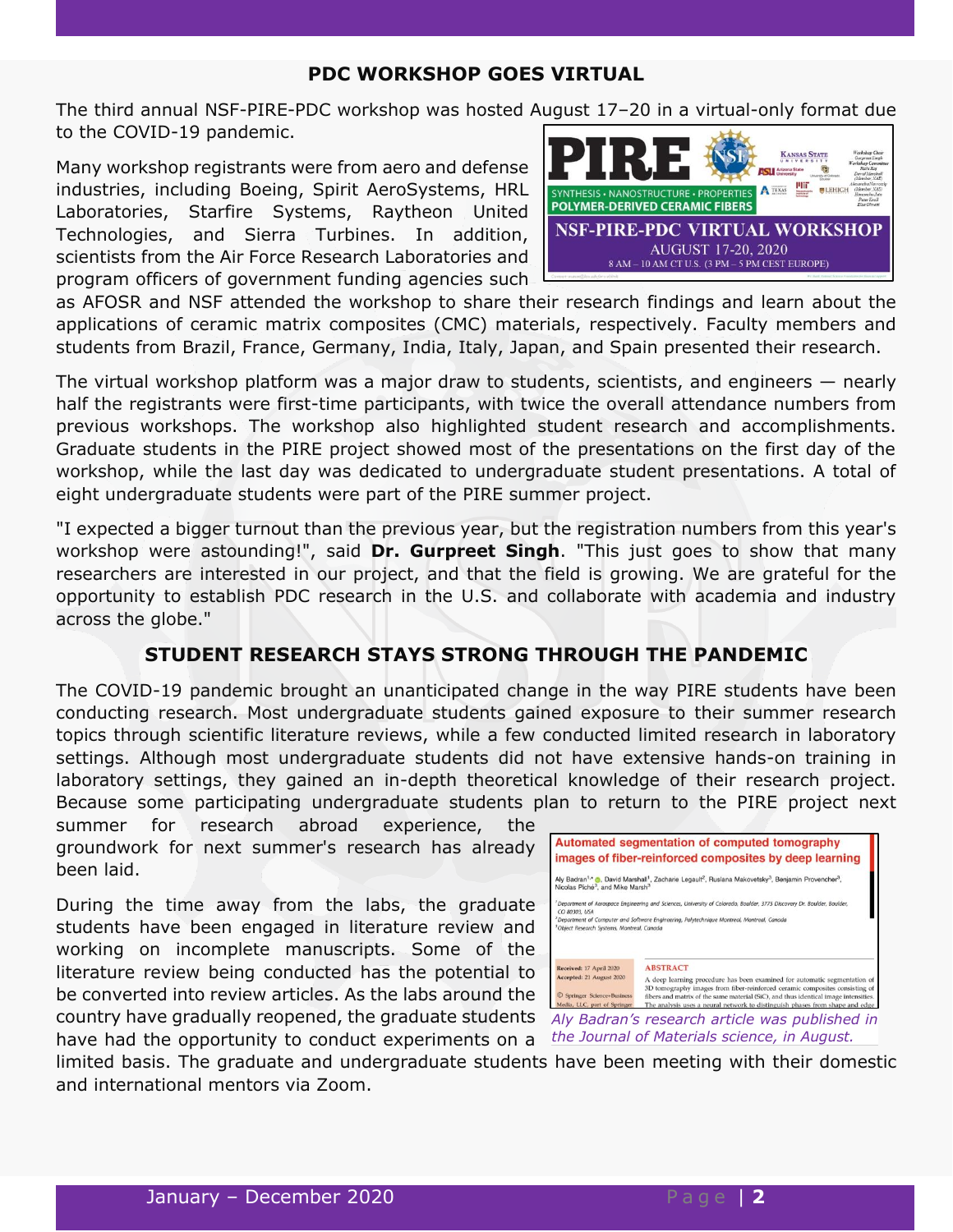## PDC WORKSHOP GOES VIRTUAL

The third annual NSF-PIRE-PDC workshop was hosted August 17–20 in a virtual-only format due to the COVID-19 pandemic.

Many workshop registrants were from aero and defense industries, including Boeing, Spirit AeroSystems, HRL Laboratories, Starfire Systems, Raytheon United Technologies, and Sierra Turbines. In addition, scientists from the Air Force Research Laboratories and program officers of government funding agencies such as AFOSR and NSF attended the workshop to share their research findings and learn about the applications of ceramic matrix composites (CMC) materials, respectively. Faculty members and students from Brazil, France, Germany, India, Italy, Japan, and Spain presented their research.

The virtual workshop platform was a major draw to students, scientists, and engineers — nearly half the registrants were first-time participants, with twice the overall attendance numbers from previous workshops. The workshop also highlighted student research and accomplishments. Graduate students in the PIRE project showed most of the presentations on the first day of the workshop, while the last day was dedicated to undergraduate student presentations. A total of eight undergraduate students were part of the PIRE summer project.

"I expected a bigger turnout than the previous year, but the registration numbers from this year's workshop were astounding!", said **Dr. Gurpreet Singh**. "This just goes to show that many researchers are interested in our project, and that the field is growing. We are grateful for the opportunity to establish PDC research in the U.S. and collaborate with academia and industry across the globe."

## STUDENT RESEARCH STAYS STRONG THROUGH THE PANDEMIC

The COVID-19 pandemic brought an unanticipated change in the way PIRE students have been conducting research. Most undergraduate students gained exposure to their summer research topics through scientific literature reviews, while a few conducted limited research in laboratory settings. Although most undergraduate students did not have extensive hands-on training in laboratory settings, they gained an in-depth theoretical knowledge of their research project. Because some participating undergraduate students plan to return to the PIRE project next summer for research abroad experience, the groundwork for next summer's research has already been laid.

During the time away from the labs, the graduate students have been engaged in literature review and working on incomplete manuscripts. Some of the literature review being conducted has the potential to be converted into review articles. As the labs around the country have gradually reopened, the graduate students have had the opportunity to conduct experiments on a limited basis. The graduate and undergraduate students have been meeting with their domestic and international mentors via Zoom.

*Aly Badran's research article was published in the Journal of Materials science, in August.*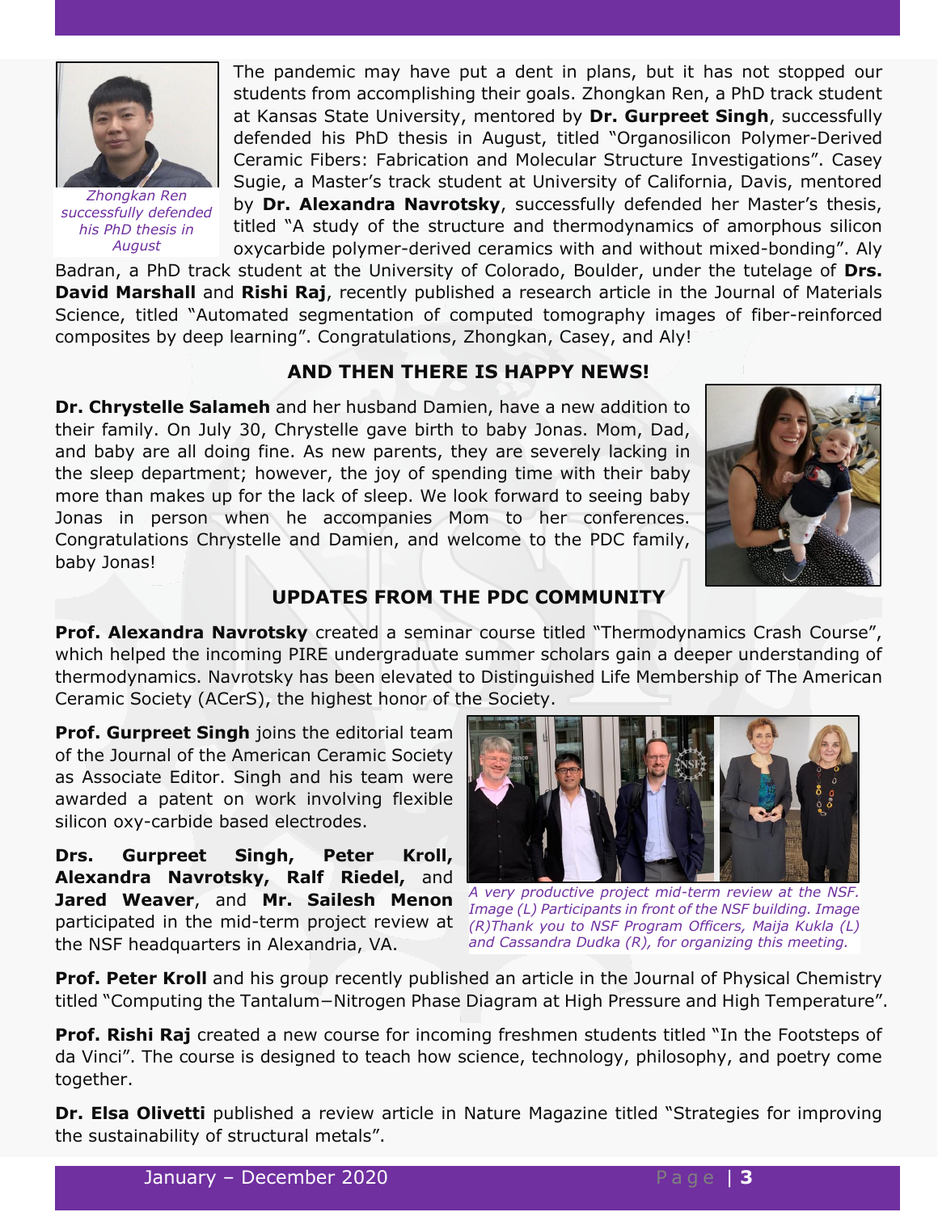*Zhongkan Ren successfully defended his PhD thesis in August*

The pandemic may have put a dent in plans, but it has not stopped our students from accomplishing their goals. Zhongkan Ren, a PhD track student at Kansas State University, mentored by **Dr. Gurpreet Singh**, successfully defended his PhD thesis in August, titled "Organosilicon Polymer-Derived Ceramic Fibers: Fabrication and Molecular Structure Investigations". Casey Sugie, a Master's track student at University of California, Davis, mentored by **Dr. Alexandra Navrotsky**, successfully defended her Master's thesis, titled "A study of the structure and thermodynamics of amorphous silicon oxycarbide polymer-derived ceramics with and without mixed-bonding". Aly Badran, a PhD track student at the University of Colorado, Boulder, under the tutelage of **Drs. David Marshall** and **Rishi Raj**, recently published a research article in the Journal of Materials Science, titled "Automated segmentation of computed tomography images of fiber-reinforced composites by deep learning". Congratulations, Zhongkan, Casey, and Aly!

## AND THEN THERE IS HAPPY NEWS!

**Dr. Chrystelle Salameh** and her husband Damien, have a new addition to their family. On July 30, Chrystelle gave birth to baby Jonas. Mom, Dad, and baby are all doing fine. As new parents, they are severely lacking in the sleep department; however, the joy of spending time with their baby more than makes up for the lack of sleep. We look forward to seeing baby Jonas in person when he accompanies Mom to her conferences. Congratulations Chrystelle and Damien, and welcome to the PDC family, baby Jonas!

## UPDATES FROM THE PDC COMMUNITY

**Prof. Alexandra Navrotsky** created a seminar course titled "Thermodynamics Crash Course", which helped the incoming PIRE undergraduate summer scholars gain a deeper understanding of thermodynamics. Navrotsky has been elevated to Distinguished Life Membership of The American Ceramic Society (ACerS), the highest honor of the Society.

**Prof. Gurpreet Singh** joins the editorial team of the Journal of the American Ceramic Society as Associate Editor. Singh and his team were awarded a patent on work involving flexible silicon oxy-carbide based electrodes.

**Drs. Gurpreet Singh, Peter Kroll, Alexandra Navrotsky, Ralf Riedel,** and **Jared Weaver**, and **Mr. Sailesh Menon** participated in the mid-term project review at the NSF headquarters in Alexandria, VA.

*A very productive project mid-term review at the NSF. Image (L) Participants in front of the NSF building. Image (R)Thank you to NSF Program Officers, Maija Kukla (L) and Cassandra Dudka (R), for organizing this meeting.*

**Prof. Peter Kroll** and his group recently published an article in the Journal of Physical Chemistry titled "Computing the Tantalum−Nitrogen Phase Diagram at High Pressure and High Temperature".

**Prof. Rishi Raj** created a new course for incoming freshmen students titled "In the Footsteps of da Vinci". The course is designed to teach how science, technology, philosophy, and poetry come together.

**Dr. Elsa Olivetti** published a review article in Nature Magazine titled "Strategies for improving the sustainability of structural metals".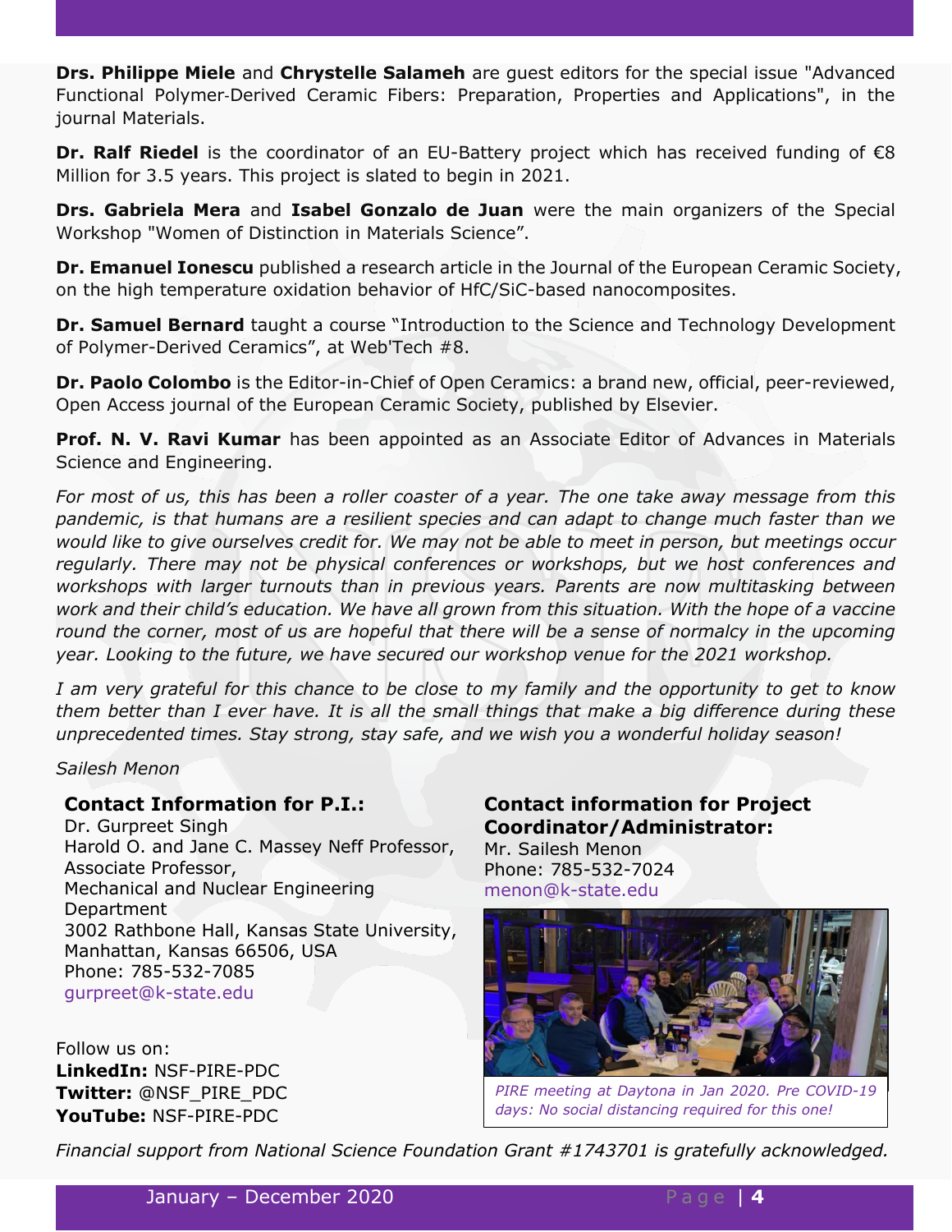**Drs. Philippe Miele** and **Chrystelle Salameh** are guest editors for the special issue "Advanced Functional Polymer-Derived Ceramic Fibers: Preparation, Properties and Applications", in the journal Materials.

**Dr. Ralf Riedel** is the coordinator of an EU-Battery project which has received funding of €8 Million for 3.5 years. This project is slated to begin in 2021.

**Drs. Gabriela Mera** and **Isabel Gonzalo de Juan** were the main organizers of the Special Workshop "Women of Distinction in Materials Science".

**Dr. Emanuel Ionescu** published a research article in the Journal of the European Ceramic Society, on the high temperature oxidation behavior of HfC/SiC-based nanocomposites.

**Dr. Samuel Bernard** taught a course "Introduction to the Science and Technology Development of Polymer-Derived Ceramics", at Web'Tech #8.

**Dr. Paolo Colombo** is the Editor-in-Chief of Open Ceramics: a brand new, official, peer-reviewed, Open Access journal of the European Ceramic Society, published by Elsevier.

**Prof. N. V. Ravi Kumar** has been appointed as an Associate Editor of Advances in Materials Science and Engineering.

*For most of us, this has been a roller coaster of a year. The one take away message from this pandemic, is that humans are a resilient species and can adapt to change much faster than we would like to give ourselves credit for. We may not be able to meet in person, but meetings occur regularly. There may not be physical conferences or workshops, but we host conferences and workshops with larger turnouts than in previous years. Parents are now multitasking between work and their child's education. We have all grown from this situation. With the hope of a vaccine round the corner, most of us are hopeful that there will be a sense of normalcy in the upcoming year. Looking to the future, we have secured our workshop venue for the 2021 workshop.*

*I am very grateful for this chance to be close to my family and the opportunity to get to know them better than I ever have. It is all the small things that make a big difference during these unprecedented times. Stay strong, stay safe, and we wish you a wonderful holiday season!*

*Sailesh Menon*

**Contact Information for P.I.:**
Dr. Gurpreet Singh
Harold O. and Jane C. Massey Neff Professor,
Associate Professor,
Mechanical and Nuclear Engineering Department
3002 Rathbone Hall, Kansas State University,
Manhattan, Kansas 66506, USA
Phone: 785-532-7085
gurpreet@k-state.edu

Follow us on:
**LinkedIn:** NSF-PIRE-PDC
**Twitter:** @NSF_PIRE_PDC
**YouTube:** NSF-PIRE-PDC

**Contact information for Project Coordinator/Administrator:**
Mr. Sailesh Menon
Phone: 785-532-7024
menon@k-state.edu

*PIRE meeting at Daytona in Jan 2020. Pre COVID-19 days: No social distancing required for this one!*

*Financial support from National Science Foundation Grant #1743701 is gratefully acknowledged.*